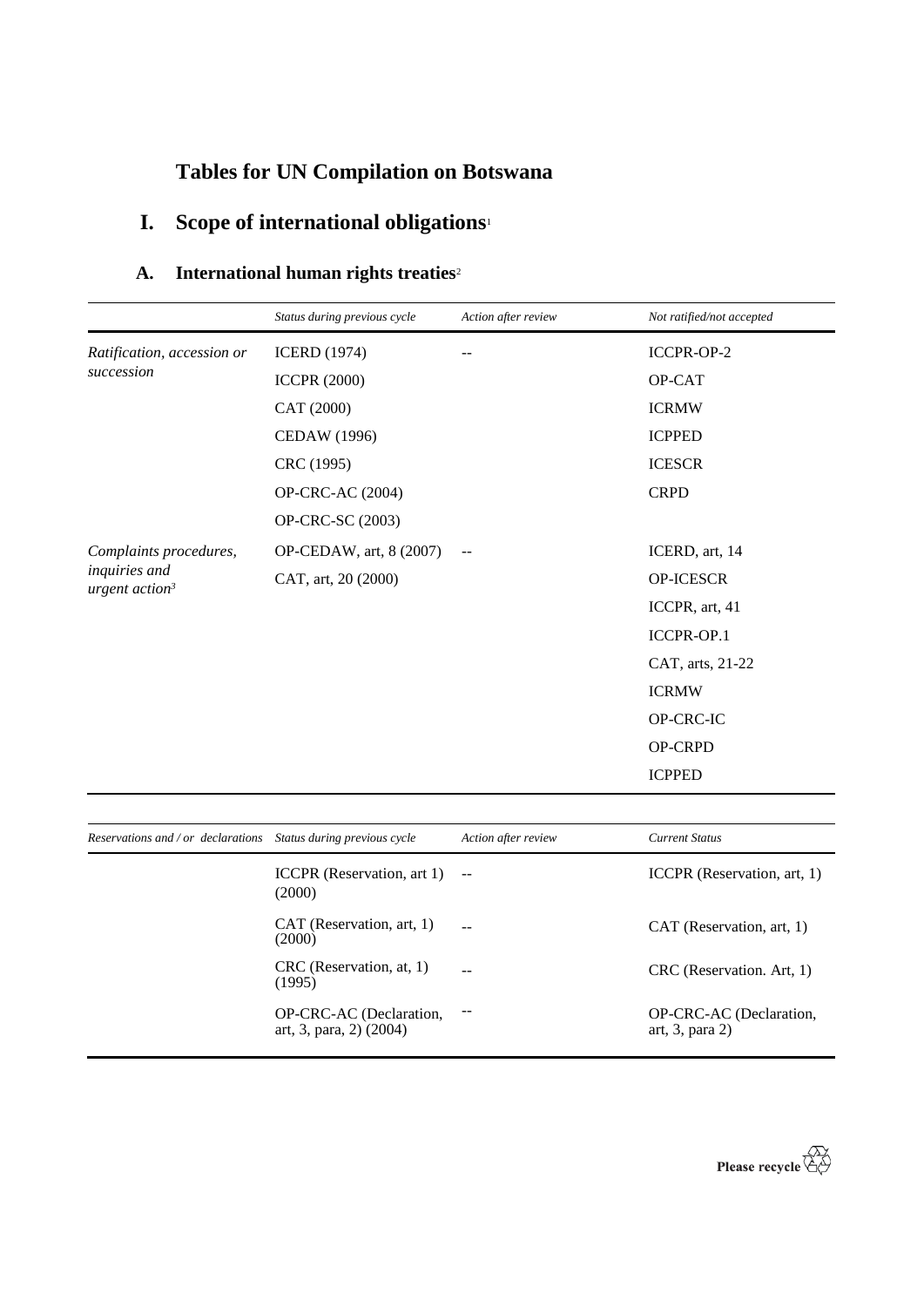# Tables for UN Compilation on Botswana

## I. Scope of international obligations[1]

### A. International human rights treaties[2]

| | *Status during previous cycle* | *Action after review* | *Not ratified/not accepted* |
|---|---|---|---|
| *Ratification, accession or succession* | ICERD (1974) | -- | ICCPR-OP-2 |
| | ICCPR (2000) | | OP-CAT |
| | CAT (2000) | | ICRMW |
| | CEDAW (1996) | | ICPPED |
| | CRC (1995) | | ICESCR |
| | OP-CRC-AC (2004) | | CRPD |
| | OP-CRC-SC (2003) | | |
| *Complaints procedures, inquiries and urgent action*[3] | OP-CEDAW, art, 8 (2007) | -- | ICERD, art, 14 |
| | CAT, art, 20 (2000) | | OP-ICESCR |
| | | | ICCPR, art, 41 |
| | | | ICCPR-OP.1 |
| | | | CAT, arts, 21-22 |
| | | | ICRMW |
| | | | OP-CRC-IC |
| | | | OP-CRPD |
| | | | ICPPED |

| *Reservations and / or declarations* | *Status during previous cycle* | *Action after review* | *Current Status* |
|---|---|---|---|
| | ICCPR (Reservation, art 1) (2000) | -- | ICCPR (Reservation, art, 1) |
| | CAT (Reservation, art, 1) (2000) | -- | CAT (Reservation, art, 1) |
| | CRC (Reservation, at, 1) (1995) | -- | CRC (Reservation. Art, 1) |
| | OP-CRC-AC (Declaration, art, 3, para, 2) (2004) | -- | OP-CRC-AC (Declaration, art, 3, para 2) |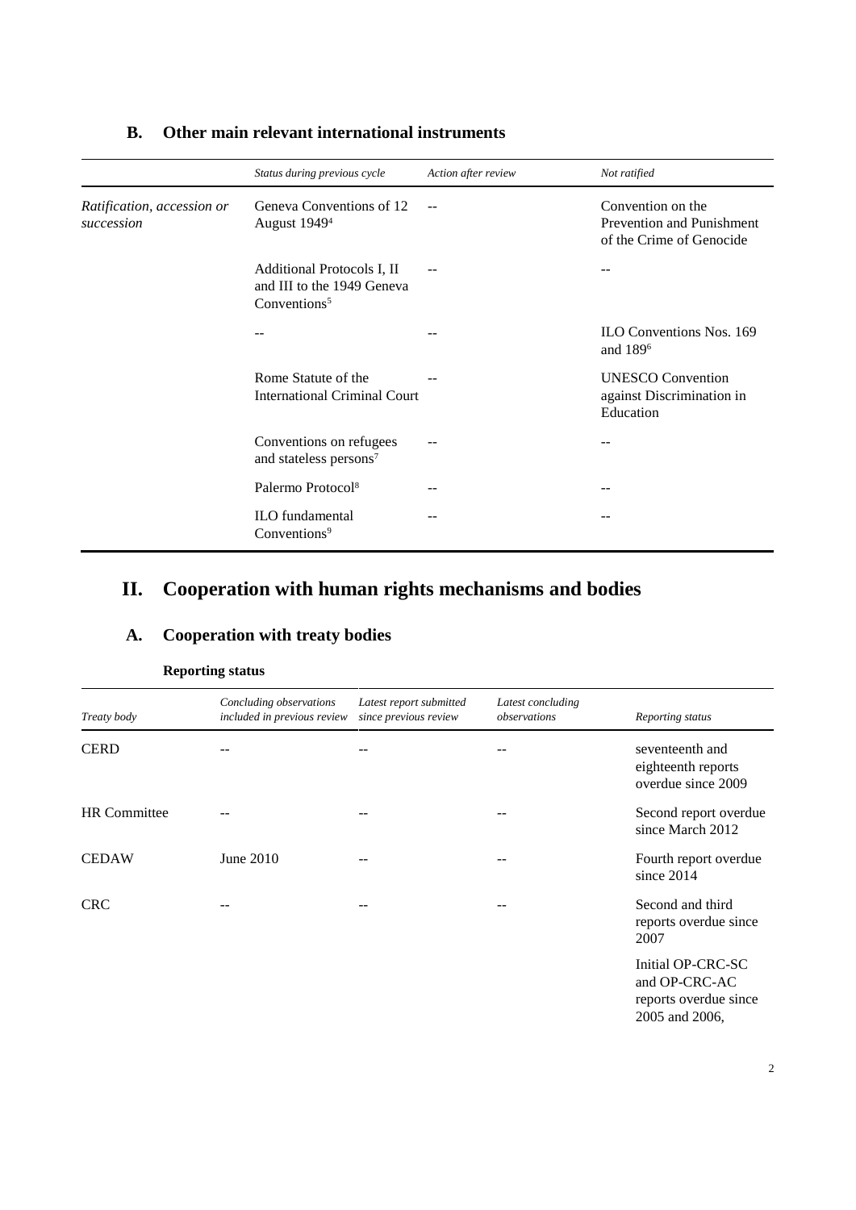## B. Other main relevant international instruments

| | *Status during previous cycle* | *Action after review* | *Not ratified* |
|---|---|---|---|
| *Ratification, accession or succession* | Geneva Conventions of 12 August 1949[4] | -- | Convention on the Prevention and Punishment of the Crime of Genocide |
| | Additional Protocols I, II and III to the 1949 Geneva Conventions[5] | -- | -- |
| | -- | -- | ILO Conventions Nos. 169 and 189[6] |
| | Rome Statute of the International Criminal Court | -- | UNESCO Convention against Discrimination in Education |
| | Conventions on refugees and stateless persons[7] | -- | -- |
| | Palermo Protocol[8] | -- | -- |
| | ILO fundamental Conventions[9] | -- | -- |

# II. Cooperation with human rights mechanisms and bodies

## A. Cooperation with treaty bodies

### Reporting status

| *Treaty body* | *Concluding observations included in previous review* | *Latest report submitted since previous review* | *Latest concluding observations* | *Reporting status* |
|---|---|---|---|---|
| CERD | -- | -- | -- | seventeenth and eighteenth reports overdue since 2009 |
| HR Committee | -- | -- | -- | Second report overdue since March 2012 |
| CEDAW | June 2010 | -- | -- | Fourth report overdue since 2014 |
| CRC | -- | -- | -- | Second and third reports overdue since 2007<br><br>Initial OP-CRC-SC and OP-CRC-AC reports overdue since 2005 and 2006, |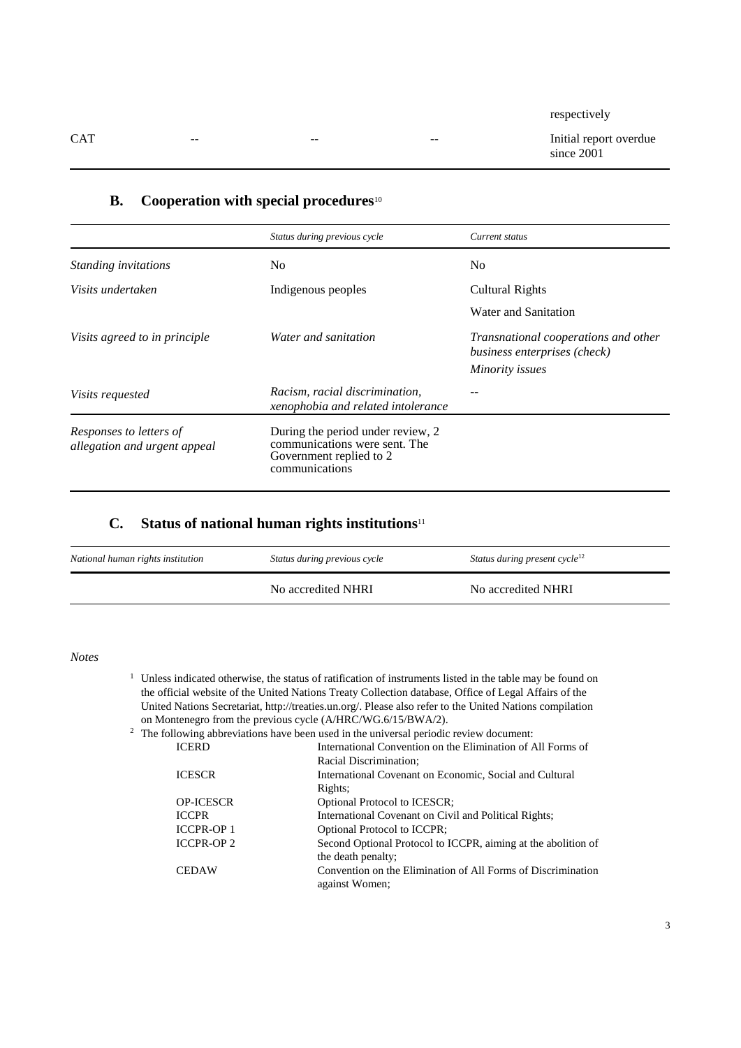| | | | | respectively |
|---|---|---|---|---|
| CAT | -- | -- | -- | Initial report overdue since 2001 |

## B. Cooperation with special procedures[10]

| | *Status during previous cycle* | *Current status* |
|---|---|---|
| *Standing invitations* | No | No |
| *Visits undertaken* | Indigenous peoples | Cultural Rights<br>Water and Sanitation |
| *Visits agreed to in principle* | *Water and sanitation* | *Transnational cooperations and other business enterprises (check)*<br>*Minority issues* |
| *Visits requested* | *Racism, racial discrimination, xenophobia and related intolerance* | -- |
| *Responses to letters of allegation and urgent appeal* | During the period under review, 2 communications were sent. The Government replied to 2 communications | |

## C. Status of national human rights institutions[11]

| *National human rights institution* | *Status during previous cycle* | *Status during present cycle*[12] |
|---|---|---|
| | No accredited NHRI | No accredited NHRI |

*Notes*

[1] Unless indicated otherwise, the status of ratification of instruments listed in the table may be found on the official website of the United Nations Treaty Collection database, Office of Legal Affairs of the United Nations Secretariat, http://treaties.un.org/. Please also refer to the United Nations compilation on Montenegro from the previous cycle (A/HRC/WG.6/15/BWA/2).

[2] The following abbreviations have been used in the universal periodic review document:

| | |
|---|---|
| ICERD | International Convention on the Elimination of All Forms of Racial Discrimination; |
| ICESCR | International Covenant on Economic, Social and Cultural Rights; |
| OP-ICESCR | Optional Protocol to ICESCR; |
| ICCPR | International Covenant on Civil and Political Rights; |
| ICCPR-OP 1 | Optional Protocol to ICCPR; |
| ICCPR-OP 2 | Second Optional Protocol to ICCPR, aiming at the abolition of the death penalty; |
| CEDAW | Convention on the Elimination of All Forms of Discrimination against Women; |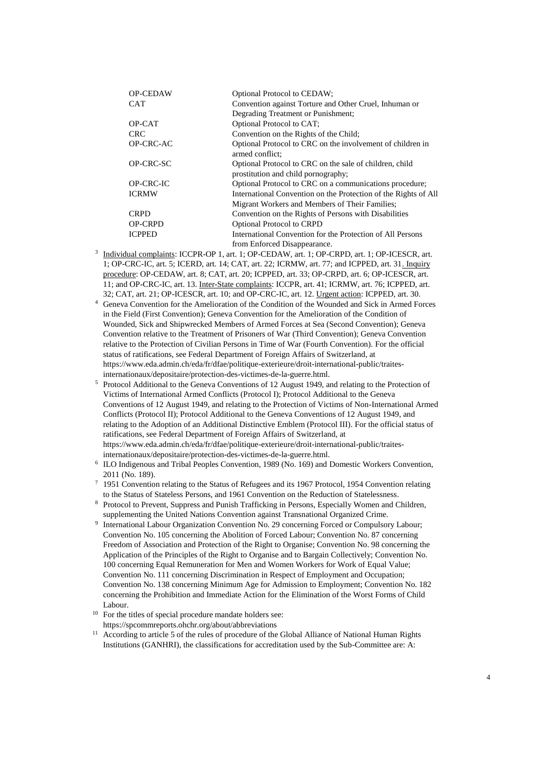| | |
|---|---|
| OP-CEDAW | Optional Protocol to CEDAW; |
| CAT | Convention against Torture and Other Cruel, Inhuman or Degrading Treatment or Punishment; |
| OP-CAT | Optional Protocol to CAT; |
| CRC | Convention on the Rights of the Child; |
| OP-CRC-AC | Optional Protocol to CRC on the involvement of children in armed conflict; |
| OP-CRC-SC | Optional Protocol to CRC on the sale of children, child prostitution and child pornography; |
| OP-CRC-IC | Optional Protocol to CRC on a communications procedure; |
| ICRMW | International Convention on the Protection of the Rights of All Migrant Workers and Members of Their Families; |
| CRPD | Convention on the Rights of Persons with Disabilities |
| OP-CRPD | Optional Protocol to CRPD |
| ICPPED | International Convention for the Protection of All Persons from Enforced Disappearance. |

[3] Individual complaints: ICCPR-OP 1, art. 1; OP-CEDAW, art. 1; OP-CRPD, art. 1; OP-ICESCR, art. 1; OP-CRC-IC, art. 5; ICERD, art. 14; CAT, art. 22; ICRMW, art. 77; and ICPPED, art. 31. Inquiry procedure: OP-CEDAW, art. 8; CAT, art. 20; ICPPED, art. 33; OP-CRPD, art. 6; OP-ICESCR, art. 11; and OP-CRC-IC, art. 13. Inter-State complaints: ICCPR, art. 41; ICRMW, art. 76; ICPPED, art. 32; CAT, art. 21; OP-ICESCR, art. 10; and OP-CRC-IC, art. 12. Urgent action: ICPPED, art. 30.

[4] Geneva Convention for the Amelioration of the Condition of the Wounded and Sick in Armed Forces in the Field (First Convention); Geneva Convention for the Amelioration of the Condition of Wounded, Sick and Shipwrecked Members of Armed Forces at Sea (Second Convention); Geneva Convention relative to the Treatment of Prisoners of War (Third Convention); Geneva Convention relative to the Protection of Civilian Persons in Time of War (Fourth Convention). For the official status of ratifications, see Federal Department of Foreign Affairs of Switzerland, at https://www.eda.admin.ch/eda/fr/dfae/politique-exterieure/droit-international-public/traites-internationaux/depositaire/protection-des-victimes-de-la-guerre.html.

[5] Protocol Additional to the Geneva Conventions of 12 August 1949, and relating to the Protection of Victims of International Armed Conflicts (Protocol I); Protocol Additional to the Geneva Conventions of 12 August 1949, and relating to the Protection of Victims of Non-International Armed Conflicts (Protocol II); Protocol Additional to the Geneva Conventions of 12 August 1949, and relating to the Adoption of an Additional Distinctive Emblem (Protocol III). For the official status of ratifications, see Federal Department of Foreign Affairs of Switzerland, at https://www.eda.admin.ch/eda/fr/dfae/politique-exterieure/droit-international-public/traites-internationaux/depositaire/protection-des-victimes-de-la-guerre.html.

[6] ILO Indigenous and Tribal Peoples Convention, 1989 (No. 169) and Domestic Workers Convention, 2011 (No. 189).

[7] 1951 Convention relating to the Status of Refugees and its 1967 Protocol, 1954 Convention relating to the Status of Stateless Persons, and 1961 Convention on the Reduction of Statelessness.

[8] Protocol to Prevent, Suppress and Punish Trafficking in Persons, Especially Women and Children, supplementing the United Nations Convention against Transnational Organized Crime.

[9] International Labour Organization Convention No. 29 concerning Forced or Compulsory Labour; Convention No. 105 concerning the Abolition of Forced Labour; Convention No. 87 concerning Freedom of Association and Protection of the Right to Organise; Convention No. 98 concerning the Application of the Principles of the Right to Organise and to Bargain Collectively; Convention No. 100 concerning Equal Remuneration for Men and Women Workers for Work of Equal Value; Convention No. 111 concerning Discrimination in Respect of Employment and Occupation; Convention No. 138 concerning Minimum Age for Admission to Employment; Convention No. 182 concerning the Prohibition and Immediate Action for the Elimination of the Worst Forms of Child Labour.

[10] For the titles of special procedure mandate holders see: https://spcommreports.ohchr.org/about/abbreviations

[11] According to article 5 of the rules of procedure of the Global Alliance of National Human Rights Institutions (GANHRI), the classifications for accreditation used by the Sub-Committee are: A: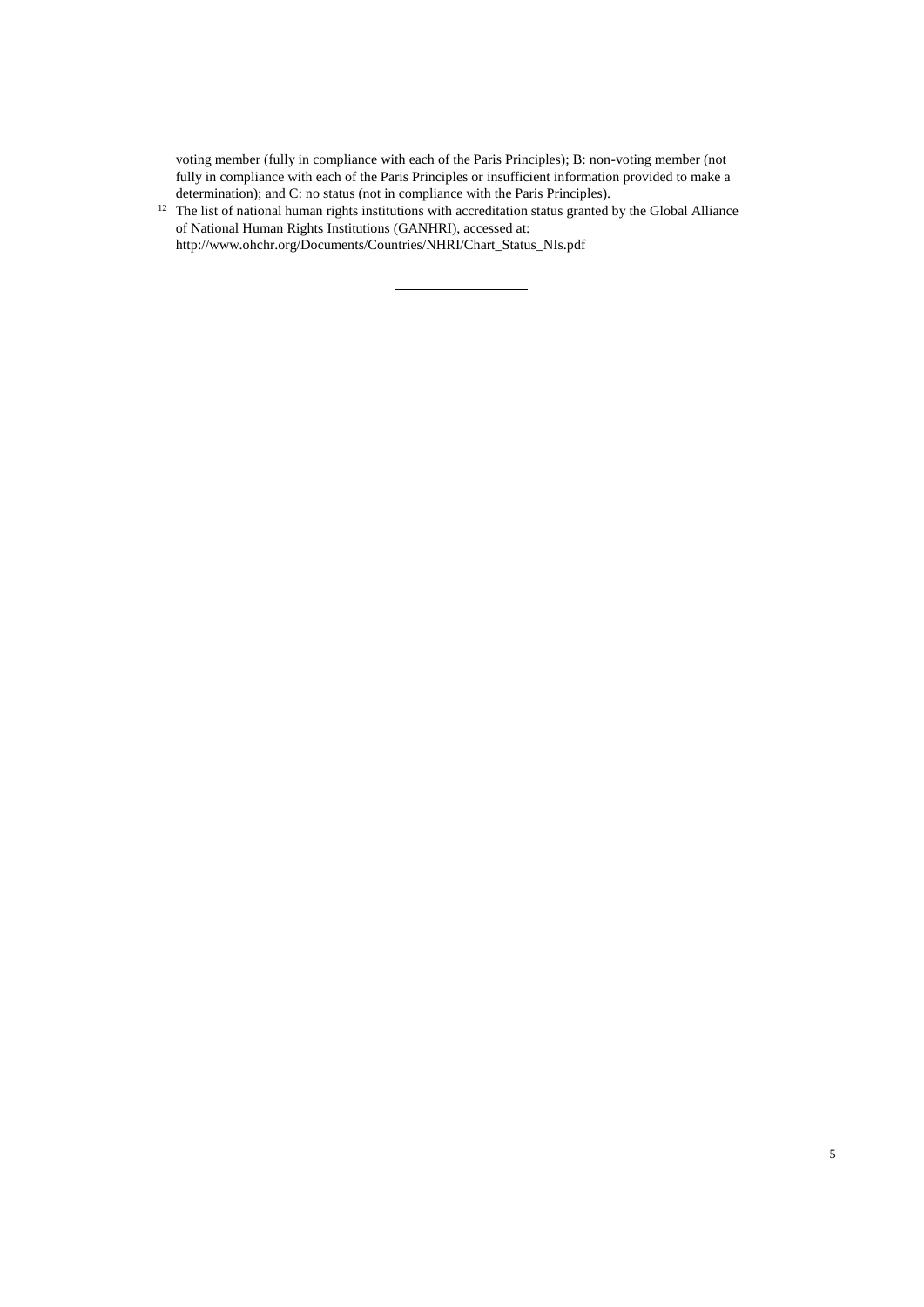voting member (fully in compliance with each of the Paris Principles); B: non-voting member (not fully in compliance with each of the Paris Principles or insufficient information provided to make a determination); and C: no status (not in compliance with the Paris Principles).

[12] The list of national human rights institutions with accreditation status granted by the Global Alliance of National Human Rights Institutions (GANHRI), accessed at: http://www.ohchr.org/Documents/Countries/NHRI/Chart_Status_NIs.pdf